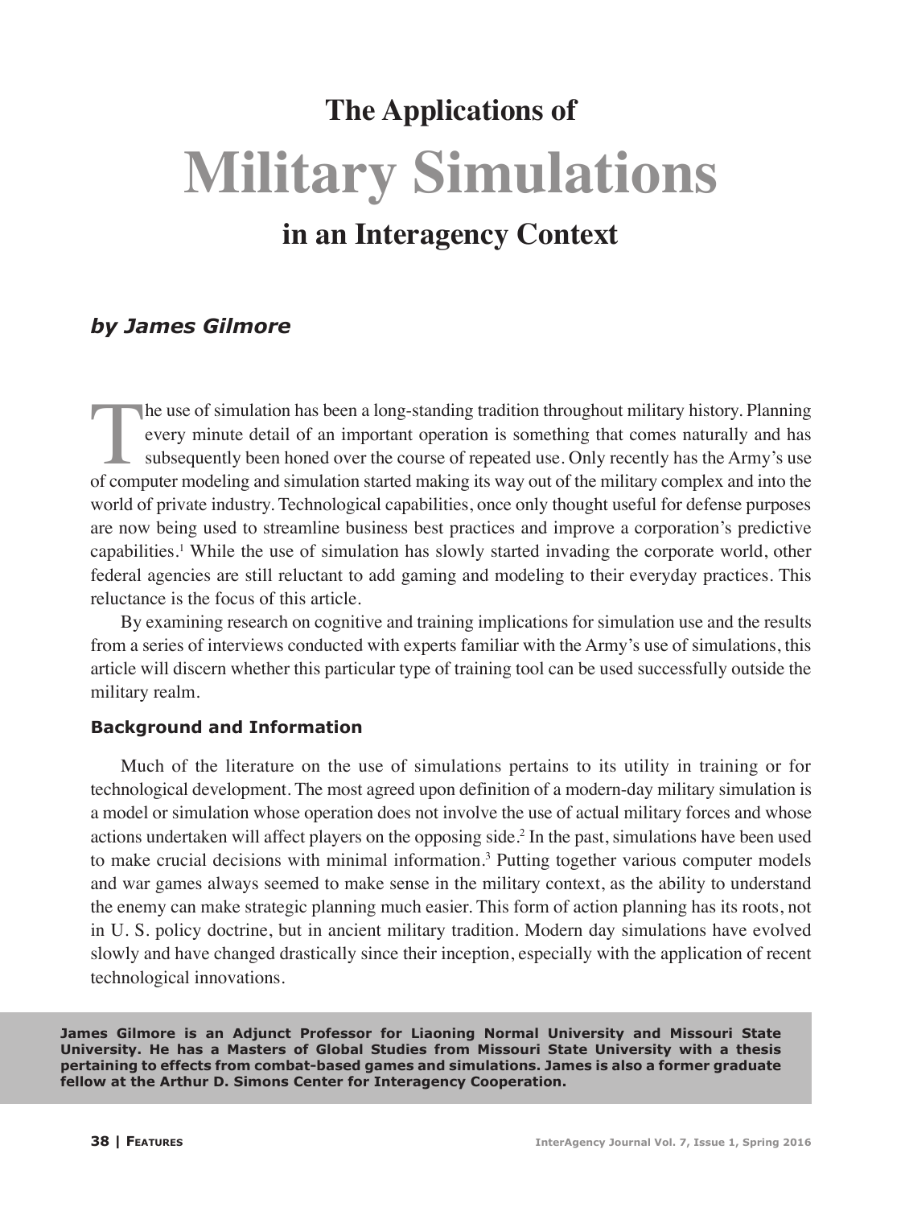# The Applications of Military Simulations in an Interagency Context

***by James Gilmore***

The use of simulation has been a long-standing tradition throughout military history. Planning every minute detail of an important operation is something that comes naturally and has subsequently been honed over the course of repeated use. Only recently has the Army's use of computer modeling and simulation started making its way out of the military complex and into the world of private industry. Technological capabilities, once only thought useful for defense purposes are now being used to streamline business best practices and improve a corporation's predictive capabilities.[1] While the use of simulation has slowly started invading the corporate world, other federal agencies are still reluctant to add gaming and modeling to their everyday practices. This reluctance is the focus of this article.

By examining research on cognitive and training implications for simulation use and the results from a series of interviews conducted with experts familiar with the Army's use of simulations, this article will discern whether this particular type of training tool can be used successfully outside the military realm.

### Background and Information

Much of the literature on the use of simulations pertains to its utility in training or for technological development. The most agreed upon definition of a modern-day military simulation is a model or simulation whose operation does not involve the use of actual military forces and whose actions undertaken will affect players on the opposing side.[2] In the past, simulations have been used to make crucial decisions with minimal information.[3] Putting together various computer models and war games always seemed to make sense in the military context, as the ability to understand the enemy can make strategic planning much easier. This form of action planning has its roots, not in U. S. policy doctrine, but in ancient military tradition. Modern day simulations have evolved slowly and have changed drastically since their inception, especially with the application of recent technological innovations.

**James Gilmore is an Adjunct Professor for Liaoning Normal University and Missouri State University. He has a Masters of Global Studies from Missouri State University with a thesis pertaining to effects from combat-based games and simulations. James is also a former graduate fellow at the Arthur D. Simons Center for Interagency Cooperation.**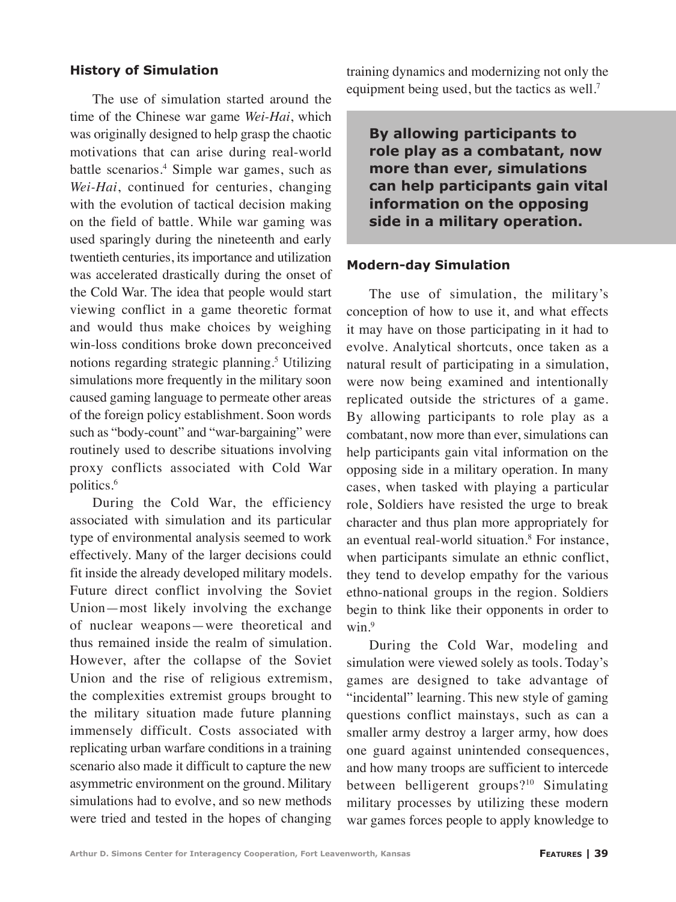## History of Simulation

The use of simulation started around the time of the Chinese war game *Wei-Hai*, which was originally designed to help grasp the chaotic motivations that can arise during real-world battle scenarios.[4] Simple war games, such as *Wei-Hai*, continued for centuries, changing with the evolution of tactical decision making on the field of battle. While war gaming was used sparingly during the nineteenth and early twentieth centuries, its importance and utilization was accelerated drastically during the onset of the Cold War. The idea that people would start viewing conflict in a game theoretic format and would thus make choices by weighing win-loss conditions broke down preconceived notions regarding strategic planning.[5] Utilizing simulations more frequently in the military soon caused gaming language to permeate other areas of the foreign policy establishment. Soon words such as "body-count" and "war-bargaining" were routinely used to describe situations involving proxy conflicts associated with Cold War politics.[6]

During the Cold War, the efficiency associated with simulation and its particular type of environmental analysis seemed to work effectively. Many of the larger decisions could fit inside the already developed military models. Future direct conflict involving the Soviet Union—most likely involving the exchange of nuclear weapons—were theoretical and thus remained inside the realm of simulation. However, after the collapse of the Soviet Union and the rise of religious extremism, the complexities extremist groups brought to the military situation made future planning immensely difficult. Costs associated with replicating urban warfare conditions in a training scenario also made it difficult to capture the new asymmetric environment on the ground. Military simulations had to evolve, and so new methods were tried and tested in the hopes of changing training dynamics and modernizing not only the equipment being used, but the tactics as well.[7]

**By allowing participants to role play as a combatant, now more than ever, simulations can help participants gain vital information on the opposing side in a military operation.**

## Modern-day Simulation

The use of simulation, the military's conception of how to use it, and what effects it may have on those participating in it had to evolve. Analytical shortcuts, once taken as a natural result of participating in a simulation, were now being examined and intentionally replicated outside the strictures of a game. By allowing participants to role play as a combatant, now more than ever, simulations can help participants gain vital information on the opposing side in a military operation. In many cases, when tasked with playing a particular role, Soldiers have resisted the urge to break character and thus plan more appropriately for an eventual real-world situation.[8] For instance, when participants simulate an ethnic conflict, they tend to develop empathy for the various ethno-national groups in the region. Soldiers begin to think like their opponents in order to win.[9]

During the Cold War, modeling and simulation were viewed solely as tools. Today's games are designed to take advantage of "incidental" learning. This new style of gaming questions conflict mainstays, such as can a smaller army destroy a larger army, how does one guard against unintended consequences, and how many troops are sufficient to intercede between belligerent groups?[10] Simulating military processes by utilizing these modern war games forces people to apply knowledge to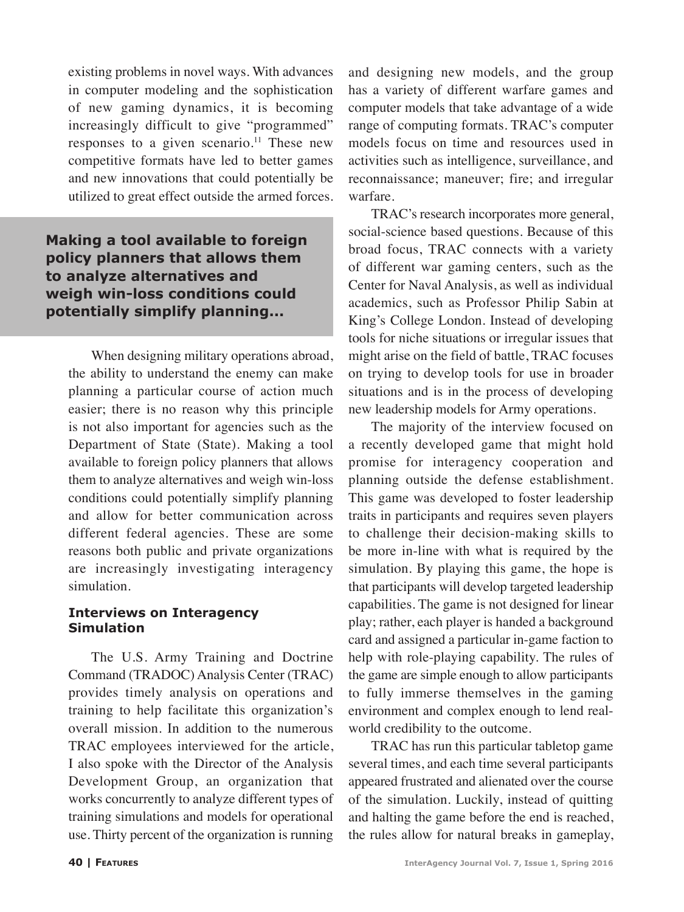existing problems in novel ways. With advances in computer modeling and the sophistication of new gaming dynamics, it is becoming increasingly difficult to give "programmed" responses to a given scenario.[11] These new competitive formats have led to better games and new innovations that could potentially be utilized to great effect outside the armed forces.

**Making a tool available to foreign policy planners that allows them to analyze alternatives and weigh win-loss conditions could potentially simplify planning...**

When designing military operations abroad, the ability to understand the enemy can make planning a particular course of action much easier; there is no reason why this principle is not also important for agencies such as the Department of State (State). Making a tool available to foreign policy planners that allows them to analyze alternatives and weigh win-loss conditions could potentially simplify planning and allow for better communication across different federal agencies. These are some reasons both public and private organizations are increasingly investigating interagency simulation.

### Interviews on Interagency Simulation

The U.S. Army Training and Doctrine Command (TRADOC) Analysis Center (TRAC) provides timely analysis on operations and training to help facilitate this organization's overall mission. In addition to the numerous TRAC employees interviewed for the article, I also spoke with the Director of the Analysis Development Group, an organization that works concurrently to analyze different types of training simulations and models for operational use. Thirty percent of the organization is running and designing new models, and the group has a variety of different warfare games and computer models that take advantage of a wide range of computing formats. TRAC's computer models focus on time and resources used in activities such as intelligence, surveillance, and reconnaissance; maneuver; fire; and irregular warfare.

TRAC's research incorporates more general, social-science based questions. Because of this broad focus, TRAC connects with a variety of different war gaming centers, such as the Center for Naval Analysis, as well as individual academics, such as Professor Philip Sabin at King's College London. Instead of developing tools for niche situations or irregular issues that might arise on the field of battle, TRAC focuses on trying to develop tools for use in broader situations and is in the process of developing new leadership models for Army operations.

The majority of the interview focused on a recently developed game that might hold promise for interagency cooperation and planning outside the defense establishment. This game was developed to foster leadership traits in participants and requires seven players to challenge their decision-making skills to be more in-line with what is required by the simulation. By playing this game, the hope is that participants will develop targeted leadership capabilities. The game is not designed for linear play; rather, each player is handed a background card and assigned a particular in-game faction to help with role-playing capability. The rules of the game are simple enough to allow participants to fully immerse themselves in the gaming environment and complex enough to lend real-world credibility to the outcome.

TRAC has run this particular tabletop game several times, and each time several participants appeared frustrated and alienated over the course of the simulation. Luckily, instead of quitting and halting the game before the end is reached, the rules allow for natural breaks in gameplay,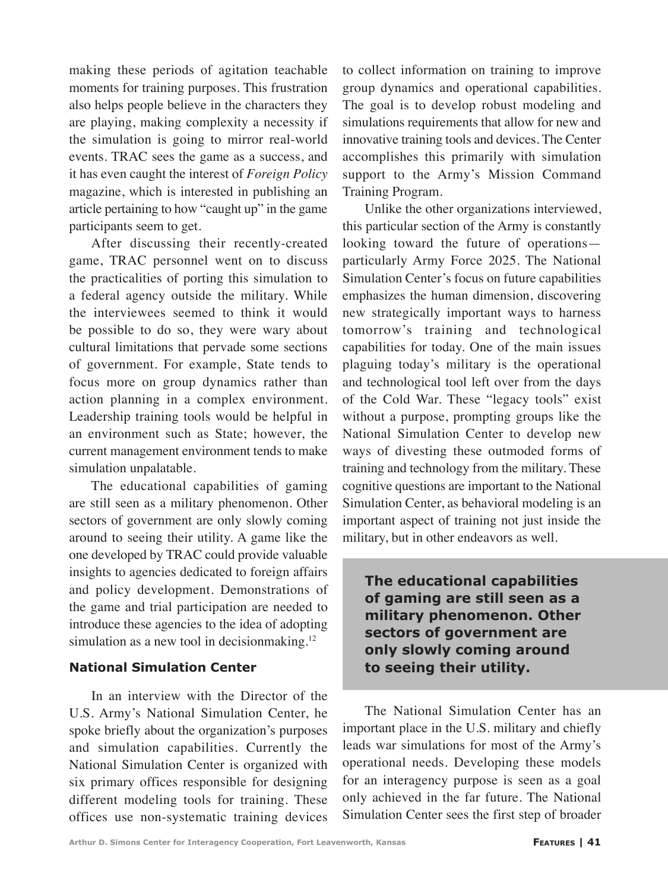making these periods of agitation teachable moments for training purposes. This frustration also helps people believe in the characters they are playing, making complexity a necessity if the simulation is going to mirror real-world events. TRAC sees the game as a success, and it has even caught the interest of *Foreign Policy* magazine, which is interested in publishing an article pertaining to how "caught up" in the game participants seem to get.

After discussing their recently-created game, TRAC personnel went on to discuss the practicalities of porting this simulation to a federal agency outside the military. While the interviewees seemed to think it would be possible to do so, they were wary about cultural limitations that pervade some sections of government. For example, State tends to focus more on group dynamics rather than action planning in a complex environment. Leadership training tools would be helpful in an environment such as State; however, the current management environment tends to make simulation unpalatable.

The educational capabilities of gaming are still seen as a military phenomenon. Other sectors of government are only slowly coming around to seeing their utility. A game like the one developed by TRAC could provide valuable insights to agencies dedicated to foreign affairs and policy development. Demonstrations of the game and trial participation are needed to introduce these agencies to the idea of adopting simulation as a new tool in decisionmaking.[12]

### National Simulation Center

In an interview with the Director of the U.S. Army's National Simulation Center, he spoke briefly about the organization's purposes and simulation capabilities. Currently the National Simulation Center is organized with six primary offices responsible for designing different modeling tools for training. These offices use non-systematic training devices to collect information on training to improve group dynamics and operational capabilities. The goal is to develop robust modeling and simulations requirements that allow for new and innovative training tools and devices. The Center accomplishes this primarily with simulation support to the Army's Mission Command Training Program.

Unlike the other organizations interviewed, this particular section of the Army is constantly looking toward the future of operations—particularly Army Force 2025. The National Simulation Center's focus on future capabilities emphasizes the human dimension, discovering new strategically important ways to harness tomorrow's training and technological capabilities for today. One of the main issues plaguing today's military is the operational and technological tool left over from the days of the Cold War. These "legacy tools" exist without a purpose, prompting groups like the National Simulation Center to develop new ways of divesting these outmoded forms of training and technology from the military. These cognitive questions are important to the National Simulation Center, as behavioral modeling is an important aspect of training not just inside the military, but in other endeavors as well.

**The educational capabilities of gaming are still seen as a military phenomenon. Other sectors of government are only slowly coming around to seeing their utility.**

The National Simulation Center has an important place in the U.S. military and chiefly leads war simulations for most of the Army's operational needs. Developing these models for an interagency purpose is seen as a goal only achieved in the far future. The National Simulation Center sees the first step of broader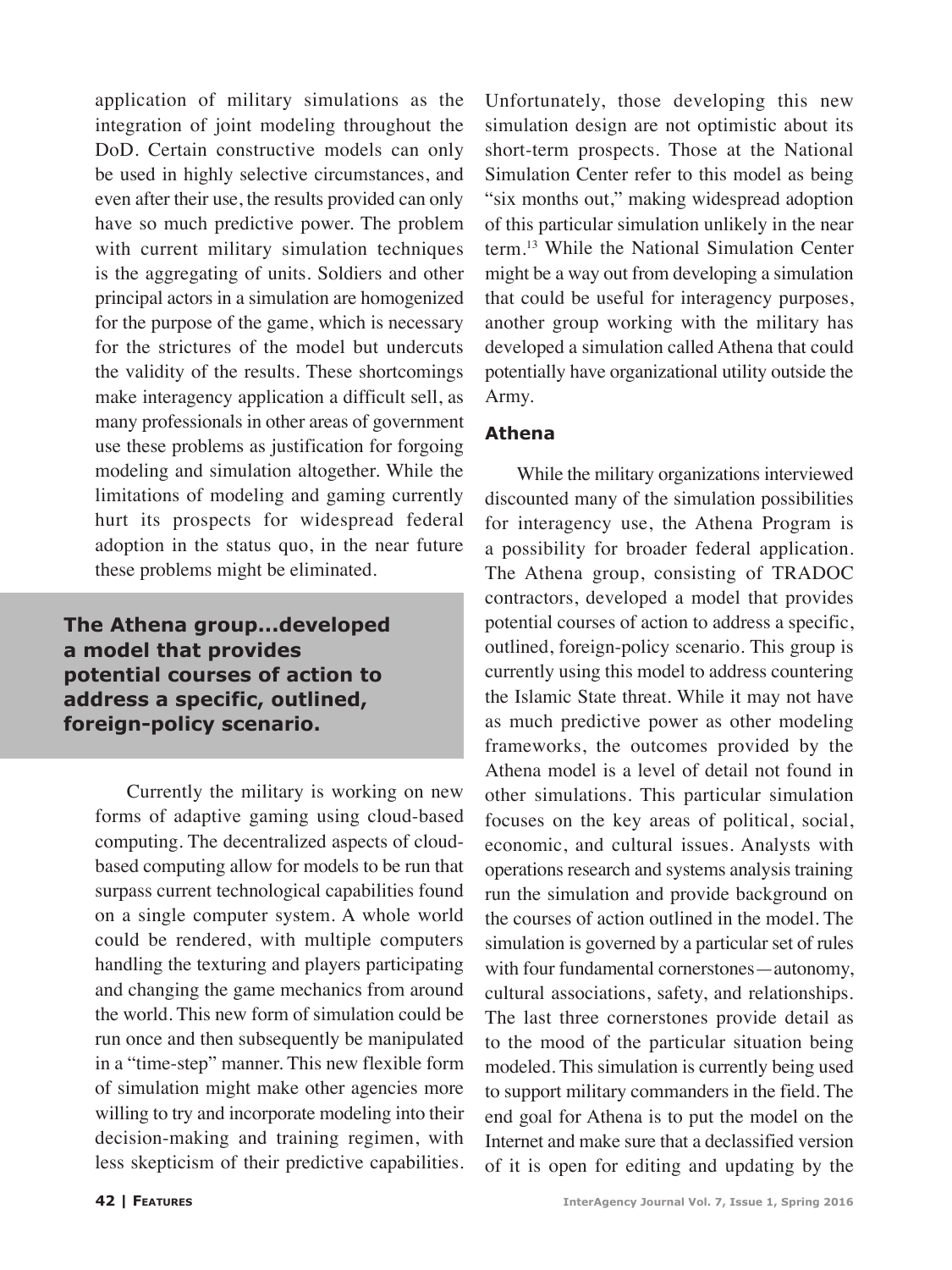application of military simulations as the integration of joint modeling throughout the DoD. Certain constructive models can only be used in highly selective circumstances, and even after their use, the results provided can only have so much predictive power. The problem with current military simulation techniques is the aggregating of units. Soldiers and other principal actors in a simulation are homogenized for the purpose of the game, which is necessary for the strictures of the model but undercuts the validity of the results. These shortcomings make interagency application a difficult sell, as many professionals in other areas of government use these problems as justification for forgoing modeling and simulation altogether. While the limitations of modeling and gaming currently hurt its prospects for widespread federal adoption in the status quo, in the near future these problems might be eliminated.

**The Athena group...developed a model that provides potential courses of action to address a specific, outlined, foreign-policy scenario.**

Currently the military is working on new forms of adaptive gaming using cloud-based computing. The decentralized aspects of cloud-based computing allow for models to be run that surpass current technological capabilities found on a single computer system. A whole world could be rendered, with multiple computers handling the texturing and players participating and changing the game mechanics from around the world. This new form of simulation could be run once and then subsequently be manipulated in a "time-step" manner. This new flexible form of simulation might make other agencies more willing to try and incorporate modeling into their decision-making and training regimen, with less skepticism of their predictive capabilities. Unfortunately, those developing this new simulation design are not optimistic about its short-term prospects. Those at the National Simulation Center refer to this model as being "six months out," making widespread adoption of this particular simulation unlikely in the near term.[13] While the National Simulation Center might be a way out from developing a simulation that could be useful for interagency purposes, another group working with the military has developed a simulation called Athena that could potentially have organizational utility outside the Army.

### Athena

While the military organizations interviewed discounted many of the simulation possibilities for interagency use, the Athena Program is a possibility for broader federal application. The Athena group, consisting of TRADOC contractors, developed a model that provides potential courses of action to address a specific, outlined, foreign-policy scenario. This group is currently using this model to address countering the Islamic State threat. While it may not have as much predictive power as other modeling frameworks, the outcomes provided by the Athena model is a level of detail not found in other simulations. This particular simulation focuses on the key areas of political, social, economic, and cultural issues. Analysts with operations research and systems analysis training run the simulation and provide background on the courses of action outlined in the model. The simulation is governed by a particular set of rules with four fundamental cornerstones—autonomy, cultural associations, safety, and relationships. The last three cornerstones provide detail as to the mood of the particular situation being modeled. This simulation is currently being used to support military commanders in the field. The end goal for Athena is to put the model on the Internet and make sure that a declassified version of it is open for editing and updating by the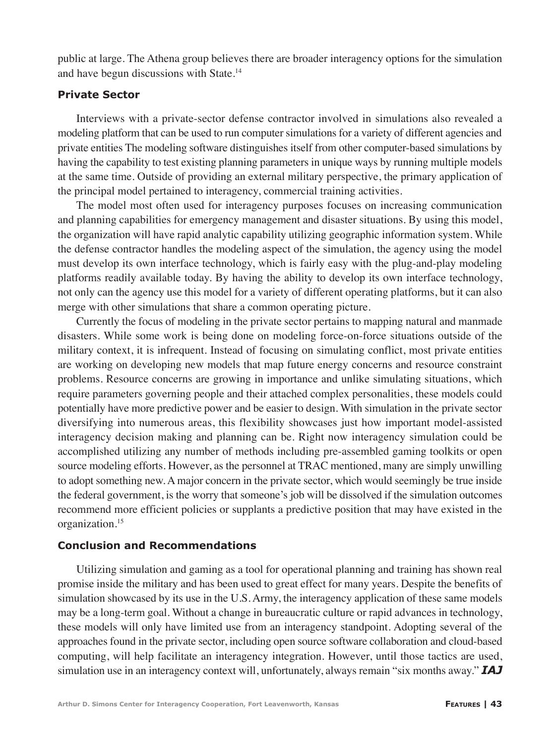public at large. The Athena group believes there are broader interagency options for the simulation and have begun discussions with State.[14]

### Private Sector

Interviews with a private-sector defense contractor involved in simulations also revealed a modeling platform that can be used to run computer simulations for a variety of different agencies and private entities The modeling software distinguishes itself from other computer-based simulations by having the capability to test existing planning parameters in unique ways by running multiple models at the same time. Outside of providing an external military perspective, the primary application of the principal model pertained to interagency, commercial training activities.

The model most often used for interagency purposes focuses on increasing communication and planning capabilities for emergency management and disaster situations. By using this model, the organization will have rapid analytic capability utilizing geographic information system. While the defense contractor handles the modeling aspect of the simulation, the agency using the model must develop its own interface technology, which is fairly easy with the plug-and-play modeling platforms readily available today. By having the ability to develop its own interface technology, not only can the agency use this model for a variety of different operating platforms, but it can also merge with other simulations that share a common operating picture.

Currently the focus of modeling in the private sector pertains to mapping natural and manmade disasters. While some work is being done on modeling force-on-force situations outside of the military context, it is infrequent. Instead of focusing on simulating conflict, most private entities are working on developing new models that map future energy concerns and resource constraint problems. Resource concerns are growing in importance and unlike simulating situations, which require parameters governing people and their attached complex personalities, these models could potentially have more predictive power and be easier to design. With simulation in the private sector diversifying into numerous areas, this flexibility showcases just how important model-assisted interagency decision making and planning can be. Right now interagency simulation could be accomplished utilizing any number of methods including pre-assembled gaming toolkits or open source modeling efforts. However, as the personnel at TRAC mentioned, many are simply unwilling to adopt something new. A major concern in the private sector, which would seemingly be true inside the federal government, is the worry that someone's job will be dissolved if the simulation outcomes recommend more efficient policies or supplants a predictive position that may have existed in the organization.[15]

### Conclusion and Recommendations

Utilizing simulation and gaming as a tool for operational planning and training has shown real promise inside the military and has been used to great effect for many years. Despite the benefits of simulation showcased by its use in the U.S. Army, the interagency application of these same models may be a long-term goal. Without a change in bureaucratic culture or rapid advances in technology, these models will only have limited use from an interagency standpoint. Adopting several of the approaches found in the private sector, including open source software collaboration and cloud-based computing, will help facilitate an interagency integration. However, until those tactics are used, simulation use in an interagency context will, unfortunately, always remain "six months away." ***IAJ***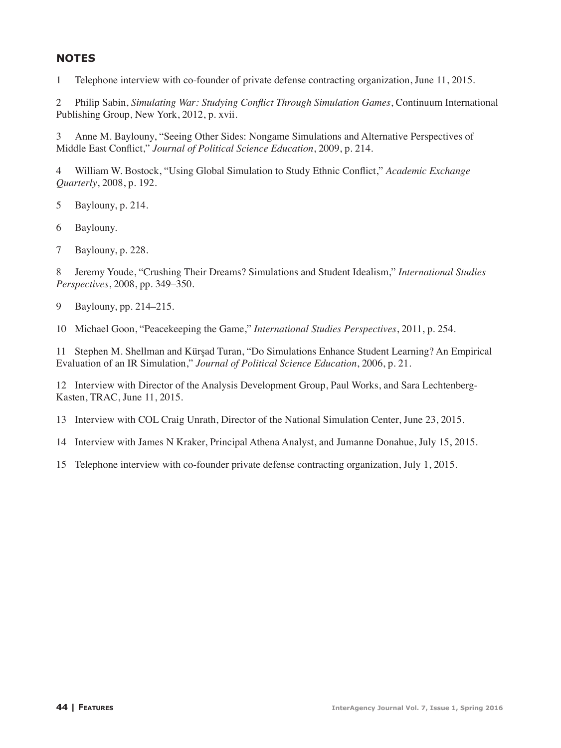## NOTES

1 Telephone interview with co-founder of private defense contracting organization, June 11, 2015.

2 Philip Sabin, *Simulating War: Studying Conflict Through Simulation Games*, Continuum International Publishing Group, New York, 2012, p. xvii.

3 Anne M. Baylouny, "Seeing Other Sides: Nongame Simulations and Alternative Perspectives of Middle East Conflict," *Journal of Political Science Education*, 2009, p. 214.

4 William W. Bostock, "Using Global Simulation to Study Ethnic Conflict," *Academic Exchange Quarterly*, 2008, p. 192.

5 Baylouny, p. 214.

6 Baylouny.

7 Baylouny, p. 228.

8 Jeremy Youde, "Crushing Their Dreams? Simulations and Student Idealism," *International Studies Perspectives*, 2008, pp. 349–350.

9 Baylouny, pp. 214–215.

10 Michael Goon, "Peacekeeping the Game," *International Studies Perspectives*, 2011, p. 254.

11 Stephen M. Shellman and Kürşad Turan, "Do Simulations Enhance Student Learning? An Empirical Evaluation of an IR Simulation," *Journal of Political Science Education*, 2006, p. 21.

12 Interview with Director of the Analysis Development Group, Paul Works, and Sara Lechtenberg-Kasten, TRAC, June 11, 2015.

13 Interview with COL Craig Unrath, Director of the National Simulation Center, June 23, 2015.

14 Interview with James N Kraker, Principal Athena Analyst, and Jumanne Donahue, July 15, 2015.

15 Telephone interview with co-founder private defense contracting organization, July 1, 2015.